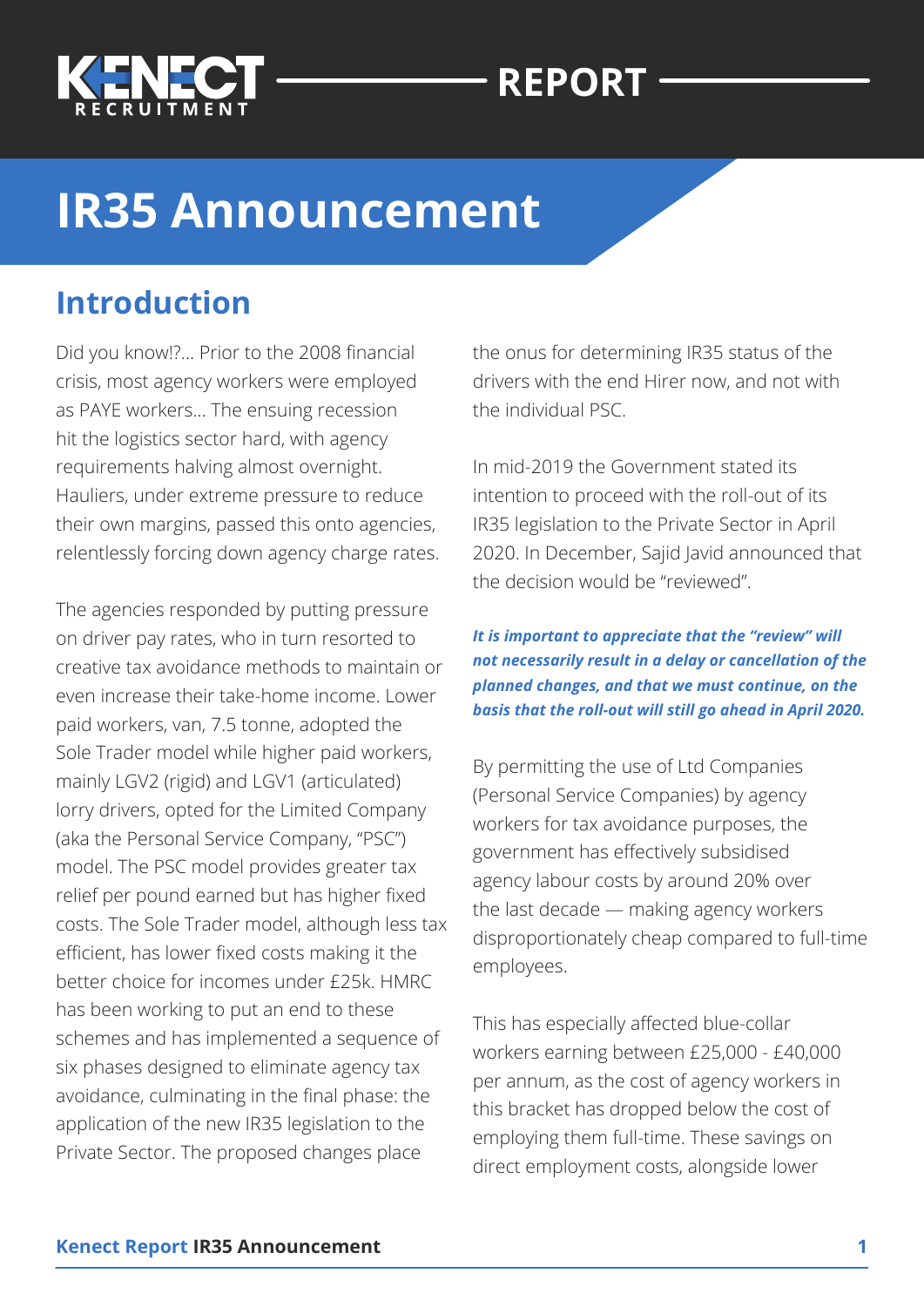# IR35 Announcement

## Introduction

Did you know!?... Prior to the 2008 financial crisis, most agency workers were employed as PAYE workers... The ensuing recession hit the logistics sector hard, with agency requirements halving almost overnight. Hauliers, under extreme pressure to reduce their own margins, passed this onto agencies, relentlessly forcing down agency charge rates.

The agencies responded by putting pressure on driver pay rates, who in turn resorted to creative tax avoidance methods to maintain or even increase their take-home income. Lower paid workers, van, 7.5 tonne, adopted the Sole Trader model while higher paid workers, mainly LGV2 (rigid) and LGV1 (articulated) lorry drivers, opted for the Limited Company (aka the Personal Service Company, "PSC") model. The PSC model provides greater tax relief per pound earned but has higher fixed costs. The Sole Trader model, although less tax efficient, has lower fixed costs making it the better choice for incomes under £25k. HMRC has been working to put an end to these schemes and has implemented a sequence of six phases designed to eliminate agency tax avoidance, culminating in the final phase: the application of the new IR35 legislation to the Private Sector. The proposed changes place the onus for determining IR35 status of the drivers with the end Hirer now, and not with the individual PSC.

In mid-2019 the Government stated its intention to proceed with the roll-out of its IR35 legislation to the Private Sector in April 2020. In December, Sajid Javid announced that the decision would be "reviewed".

***It is important to appreciate that the "review" will not necessarily result in a delay or cancellation of the planned changes, and that we must continue, on the basis that the roll-out will still go ahead in April 2020.***

By permitting the use of Ltd Companies (Personal Service Companies) by agency workers for tax avoidance purposes, the government has effectively subsidised agency labour costs by around 20% over the last decade — making agency workers disproportionately cheap compared to full-time employees.

This has especially affected blue-collar workers earning between £25,000 - £40,000 per annum, as the cost of agency workers in this bracket has dropped below the cost of employing them full-time. These savings on direct employment costs, alongside lower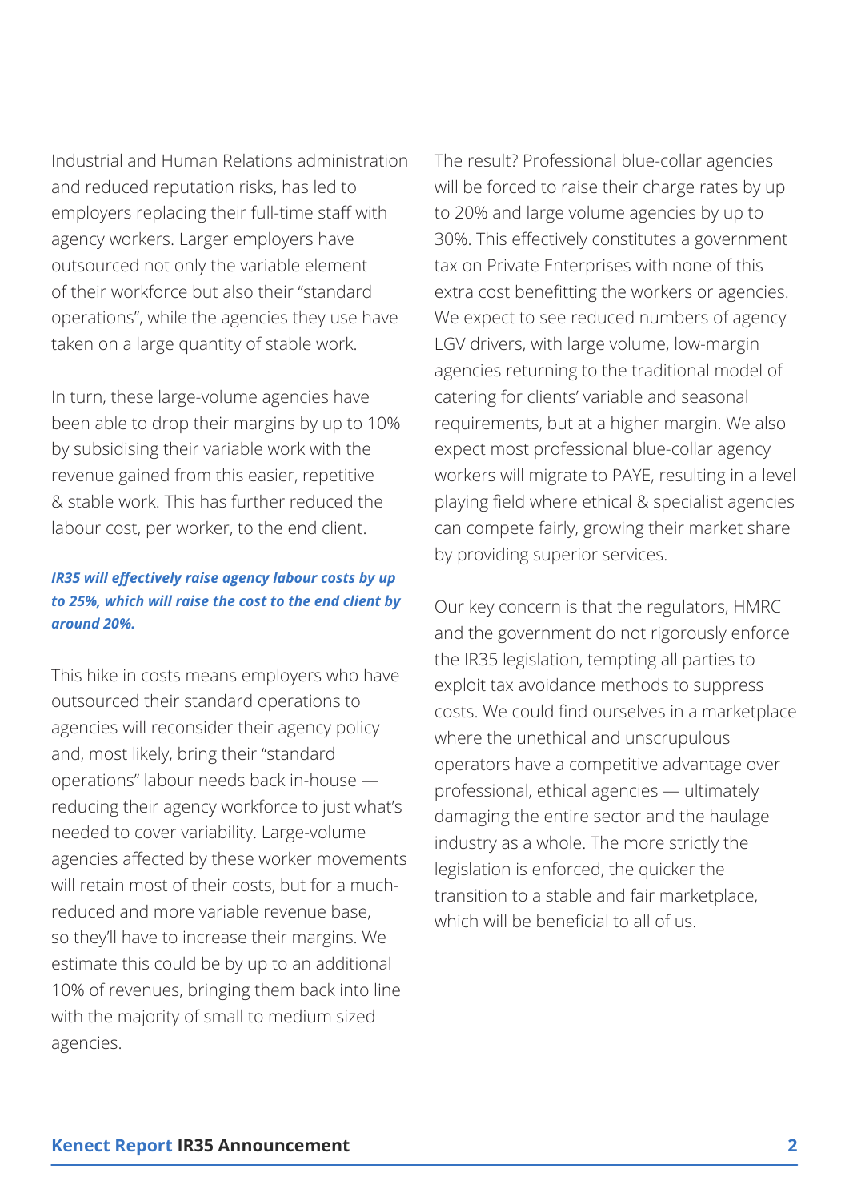Industrial and Human Relations administration and reduced reputation risks, has led to employers replacing their full-time staff with agency workers. Larger employers have outsourced not only the variable element of their workforce but also their "standard operations", while the agencies they use have taken on a large quantity of stable work.

In turn, these large-volume agencies have been able to drop their margins by up to 10% by subsidising their variable work with the revenue gained from this easier, repetitive & stable work. This has further reduced the labour cost, per worker, to the end client.

***IR35 will effectively raise agency labour costs by up to 25%, which will raise the cost to the end client by around 20%.***

This hike in costs means employers who have outsourced their standard operations to agencies will reconsider their agency policy and, most likely, bring their "standard operations" labour needs back in-house — reducing their agency workforce to just what's needed to cover variability. Large-volume agencies affected by these worker movements will retain most of their costs, but for a much-reduced and more variable revenue base, so they'll have to increase their margins. We estimate this could be by up to an additional 10% of revenues, bringing them back into line with the majority of small to medium sized agencies.

The result? Professional blue-collar agencies will be forced to raise their charge rates by up to 20% and large volume agencies by up to 30%. This effectively constitutes a government tax on Private Enterprises with none of this extra cost benefitting the workers or agencies. We expect to see reduced numbers of agency LGV drivers, with large volume, low-margin agencies returning to the traditional model of catering for clients' variable and seasonal requirements, but at a higher margin. We also expect most professional blue-collar agency workers will migrate to PAYE, resulting in a level playing field where ethical & specialist agencies can compete fairly, growing their market share by providing superior services.

Our key concern is that the regulators, HMRC and the government do not rigorously enforce the IR35 legislation, tempting all parties to exploit tax avoidance methods to suppress costs. We could find ourselves in a marketplace where the unethical and unscrupulous operators have a competitive advantage over professional, ethical agencies — ultimately damaging the entire sector and the haulage industry as a whole. The more strictly the legislation is enforced, the quicker the transition to a stable and fair marketplace, which will be beneficial to all of us.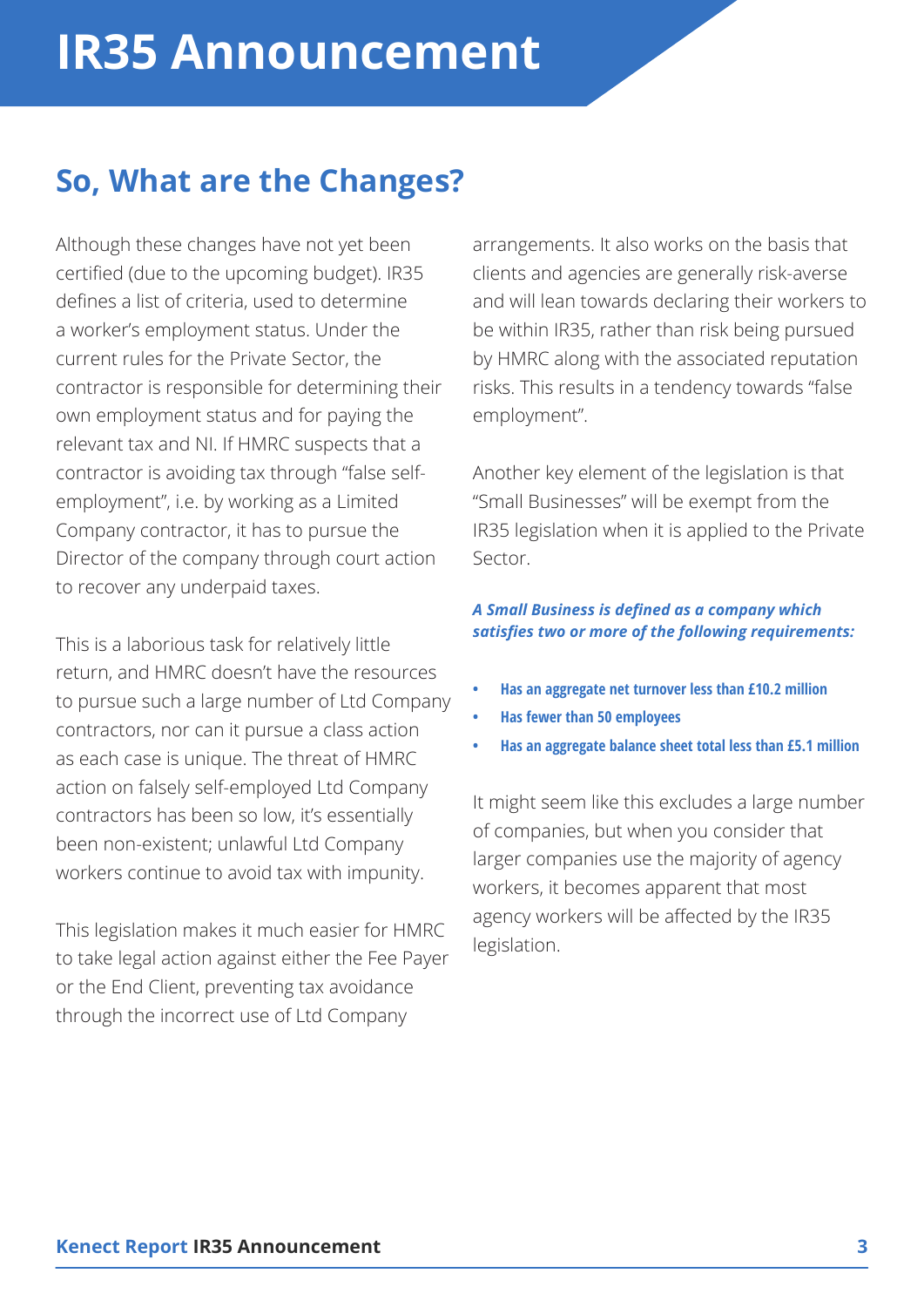# IR35 Announcement

## So, What are the Changes?

Although these changes have not yet been certified (due to the upcoming budget). IR35 defines a list of criteria, used to determine a worker's employment status. Under the current rules for the Private Sector, the contractor is responsible for determining their own employment status and for paying the relevant tax and NI. If HMRC suspects that a contractor is avoiding tax through "false self-employment", i.e. by working as a Limited Company contractor, it has to pursue the Director of the company through court action to recover any underpaid taxes.

This is a laborious task for relatively little return, and HMRC doesn't have the resources to pursue such a large number of Ltd Company contractors, nor can it pursue a class action as each case is unique. The threat of HMRC action on falsely self-employed Ltd Company contractors has been so low, it's essentially been non-existent; unlawful Ltd Company workers continue to avoid tax with impunity.

This legislation makes it much easier for HMRC to take legal action against either the Fee Payer or the End Client, preventing tax avoidance through the incorrect use of Ltd Company arrangements. It also works on the basis that clients and agencies are generally risk-averse and will lean towards declaring their workers to be within IR35, rather than risk being pursued by HMRC along with the associated reputation risks. This results in a tendency towards "false employment".

Another key element of the legislation is that "Small Businesses" will be exempt from the IR35 legislation when it is applied to the Private Sector.

***A Small Business is defined as a company which satisfies two or more of the following requirements:***

- **Has an aggregate net turnover less than £10.2 million**
- **Has fewer than 50 employees**
- **Has an aggregate balance sheet total less than £5.1 million**

It might seem like this excludes a large number of companies, but when you consider that larger companies use the majority of agency workers, it becomes apparent that most agency workers will be affected by the IR35 legislation.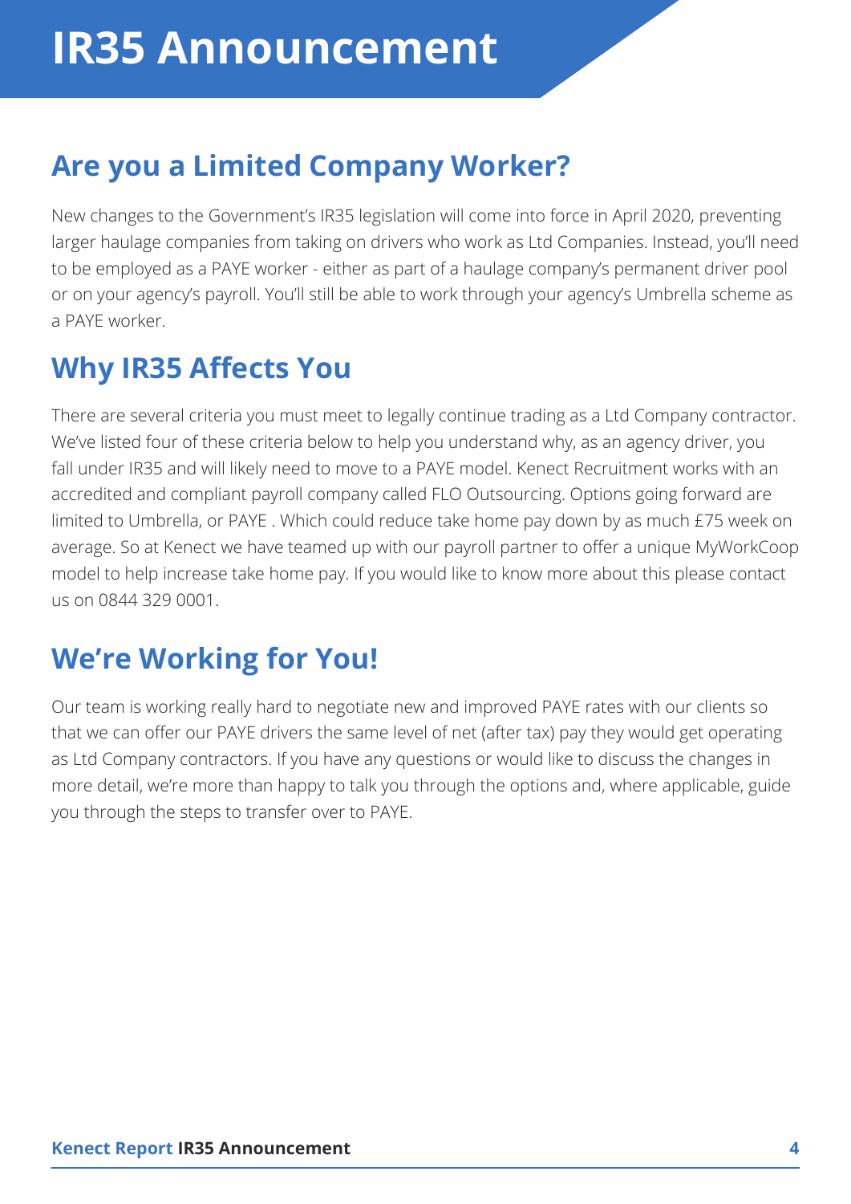# IR35 Announcement

## Are you a Limited Company Worker?

New changes to the Government's IR35 legislation will come into force in April 2020, preventing larger haulage companies from taking on drivers who work as Ltd Companies. Instead, you'll need to be employed as a PAYE worker - either as part of a haulage company's permanent driver pool or on your agency's payroll. You'll still be able to work through your agency's Umbrella scheme as a PAYE worker.

## Why IR35 Affects You

There are several criteria you must meet to legally continue trading as a Ltd Company contractor. We've listed four of these criteria below to help you understand why, as an agency driver, you fall under IR35 and will likely need to move to a PAYE model. Kenect Recruitment works with an accredited and compliant payroll company called FLO Outsourcing. Options going forward are limited to Umbrella, or PAYE . Which could reduce take home pay down by as much £75 week on average. So at Kenect we have teamed up with our payroll partner to offer a unique MyWorkCoop model to help increase take home pay. If you would like to know more about this please contact us on 0844 329 0001.

## We're Working for You!

Our team is working really hard to negotiate new and improved PAYE rates with our clients so that we can offer our PAYE drivers the same level of net (after tax) pay they would get operating as Ltd Company contractors. If you have any questions or would like to discuss the changes in more detail, we're more than happy to talk you through the options and, where applicable, guide you through the steps to transfer over to PAYE.